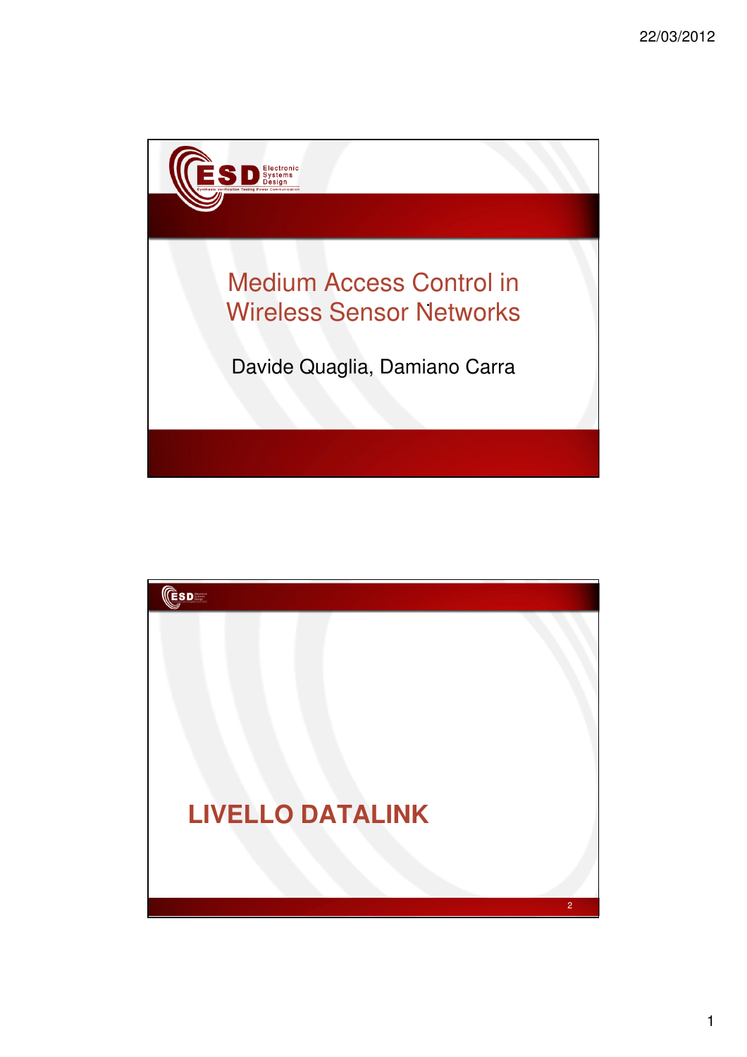# Medium Access Control in Wireless Sensor Networks

Davide Quaglia, Damiano Carra

## LIVELLO DATALINK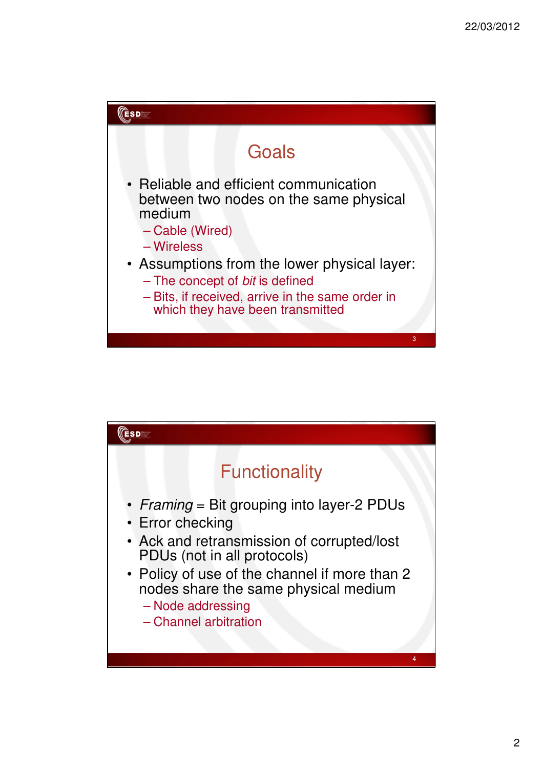## Goals

- Reliable and efficient communication between two nodes on the same physical medium
  - Cable (Wired)
  - Wireless
- Assumptions from the lower physical layer:
  - The concept of *bit* is defined
  - Bits, if received, arrive in the same order in which they have been transmitted

## Functionality

- *Framing* = Bit grouping into layer-2 PDUs
- Error checking
- Ack and retransmission of corrupted/lost PDUs (not in all protocols)
- Policy of use of the channel if more than 2 nodes share the same physical medium
  - Node addressing
  - Channel arbitration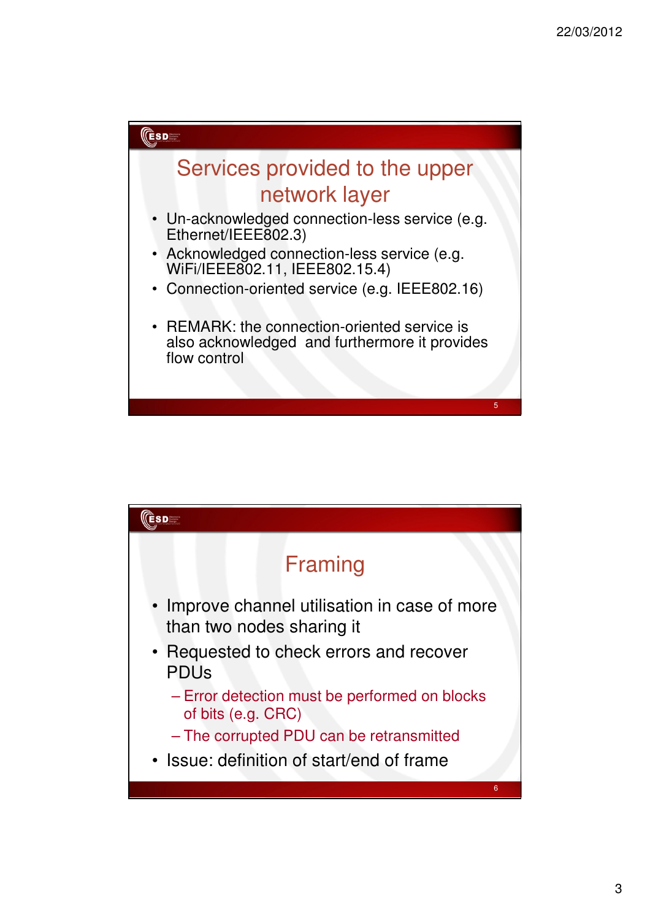## Services provided to the upper network layer

- Un-acknowledged connection-less service (e.g. Ethernet/IEEE802.3)
- Acknowledged connection-less service (e.g. WiFi/IEEE802.11, IEEE802.15.4)
- Connection-oriented service (e.g. IEEE802.16)

- REMARK: the connection-oriented service is also acknowledged and furthermore it provides flow control

## Framing

- Improve channel utilisation in case of more than two nodes sharing it
- Requested to check errors and recover PDUs
  - Error detection must be performed on blocks of bits (e.g. CRC)
  - The corrupted PDU can be retransmitted
- Issue: definition of start/end of frame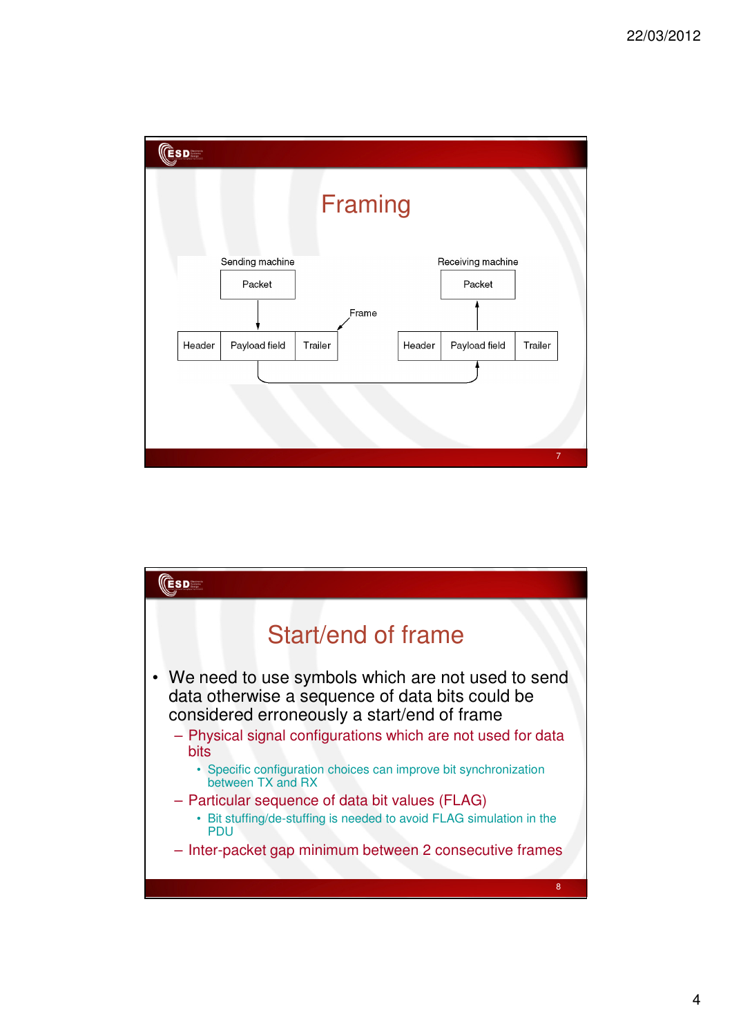# Framing

Sending machine

Packet

Header | Payload field | Trailer

Frame

Receiving machine

Packet

Header | Payload field | Trailer

# Start/end of frame

- We need to use symbols which are not used to send data otherwise a sequence of data bits could be considered erroneously a start/end of frame
  - Physical signal configurations which are not used for data bits
    - Specific configuration choices can improve bit synchronization between TX and RX
  - Particular sequence of data bit values (FLAG)
    - Bit stuffing/de-stuffing is needed to avoid FLAG simulation in the PDU
  - Inter-packet gap minimum between 2 consecutive frames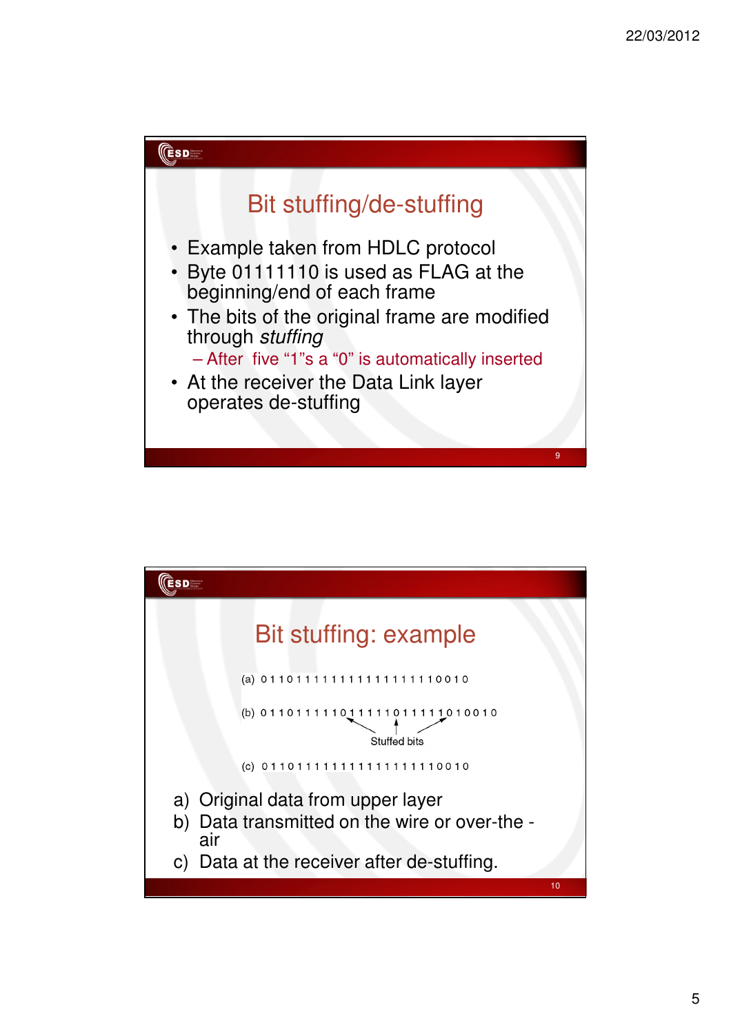## Bit stuffing/de-stuffing

- Example taken from HDLC protocol
- Byte 01111110 is used as FLAG at the beginning/end of each frame
- The bits of the original frame are modified through *stuffing*
  - After five "1"s a "0" is automatically inserted
- At the receiver the Data Link layer operates de-stuffing

## Bit stuffing: example

(a) 0 1 1 0 1 1 1 1 1 1 1 1 1 1 1 1 1 1 1 1 0 0 1 0

(b) 0 1 1 0 1 1 1 1 1 0 1 1 1 1 1 0 1 1 1 1 1 0 1 0 0 1 0

Stuffed bits

(c) 0 1 1 0 1 1 1 1 1 1 1 1 1 1 1 1 1 1 1 1 0 0 1 0

a) Original data from upper layer
b) Data transmitted on the wire or over-the -air
c) Data at the receiver after de-stuffing.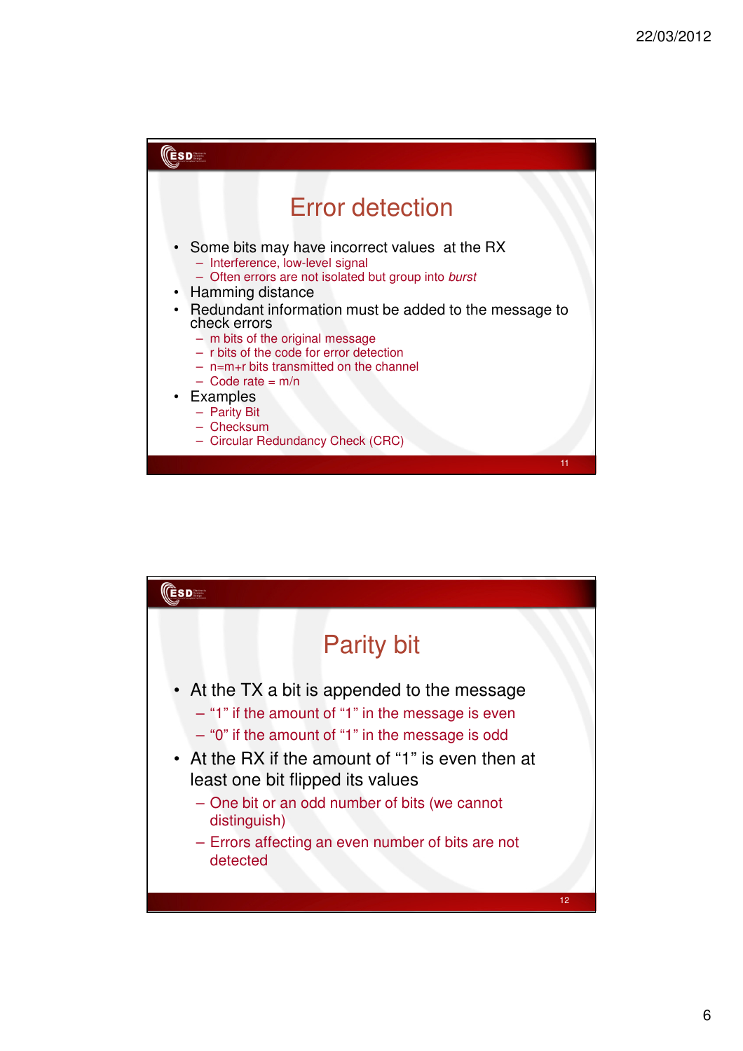## Error detection

- Some bits may have incorrect values at the RX
  - Interference, low-level signal
  - Often errors are not isolated but group into *burst*
- Hamming distance
- Redundant information must be added to the message to check errors
  - m bits of the original message
  - r bits of the code for error detection
  - n=m+r bits transmitted on the channel
  - Code rate = m/n
- Examples
  - Parity Bit
  - Checksum
  - Circular Redundancy Check (CRC)

## Parity bit

- At the TX a bit is appended to the message
  - "1" if the amount of "1" in the message is even
  - "0" if the amount of "1" in the message is odd
- At the RX if the amount of "1" is even then at least one bit flipped its values
  - One bit or an odd number of bits (we cannot distinguish)
  - Errors affecting an even number of bits are not detected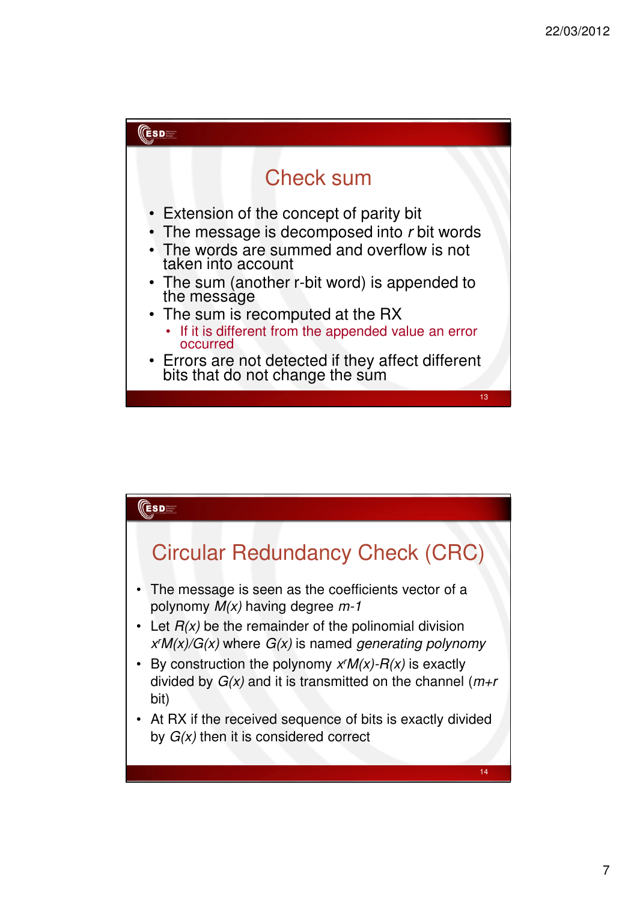## Check sum

- Extension of the concept of parity bit
- The message is decomposed into *r* bit words
- The words are summed and overflow is not taken into account
- The sum (another r-bit word) is appended to the message
- The sum is recomputed at the RX
  - If it is different from the appended value an error occurred
- Errors are not detected if they affect different bits that do not change the sum

## Circular Redundancy Check (CRC)

- The message is seen as the coefficients vector of a polynomy $M(x)$ having degree $m-1$
- Let $R(x)$ be the remainder of the polinomial division $x^r M(x)/G(x)$ where $G(x)$ is named *generating polynomy*
- By construction the polynomy $x^r M(x)-R(x)$ is exactly divided by $G(x)$ and it is transmitted on the channel ($m+r$ bit)
- At RX if the received sequence of bits is exactly divided by $G(x)$ then it is considered correct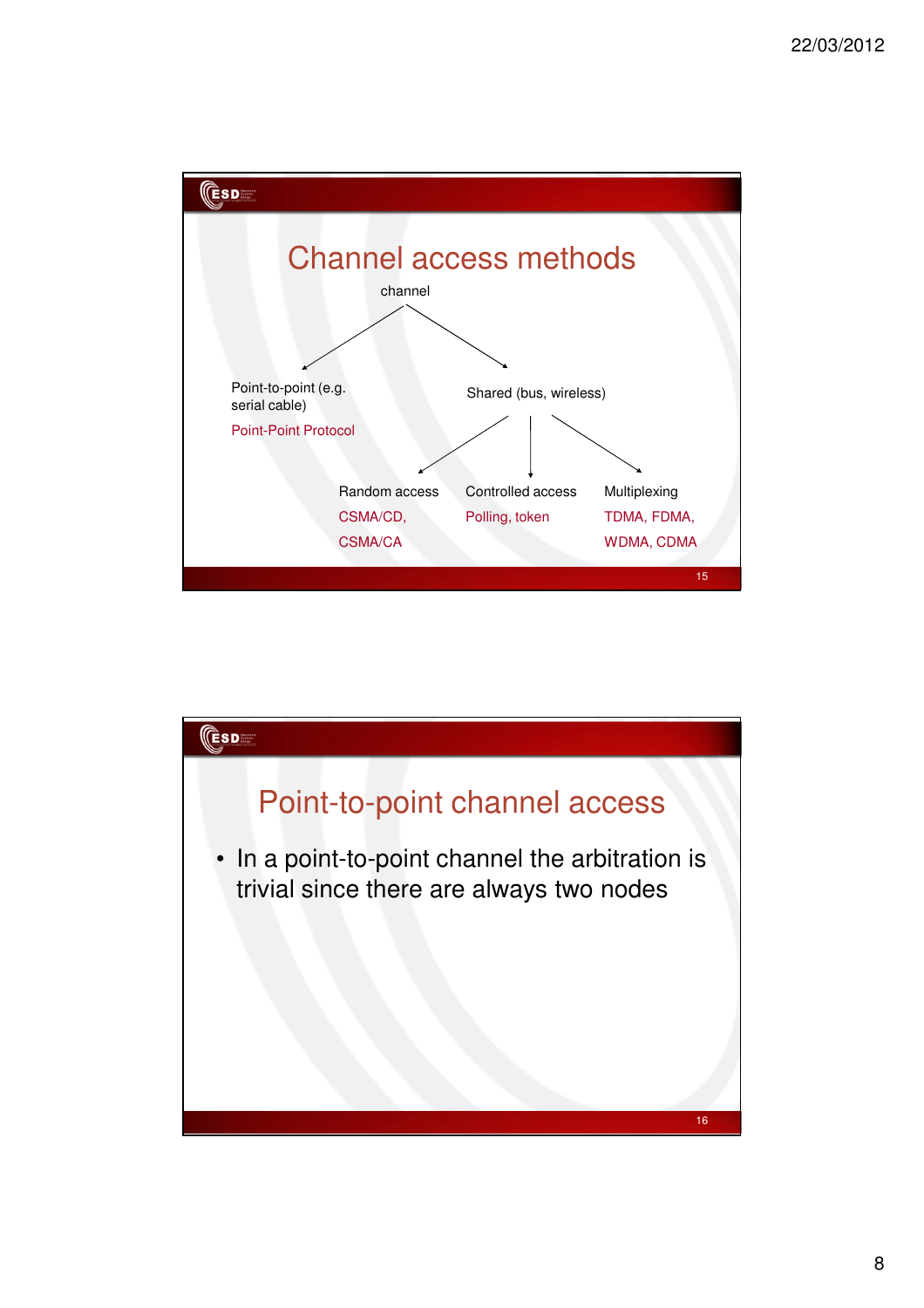## Channel access methods

channel

- Point-to-point (e.g. serial cable)
  - Point-Point Protocol
- Shared (bus, wireless)
  - Random access
    - CSMA/CD, CSMA/CA
  - Controlled access
    - Polling, token
  - Multiplexing
    - TDMA, FDMA, WDMA, CDMA

## Point-to-point channel access

- In a point-to-point channel the arbitration is trivial since there are always two nodes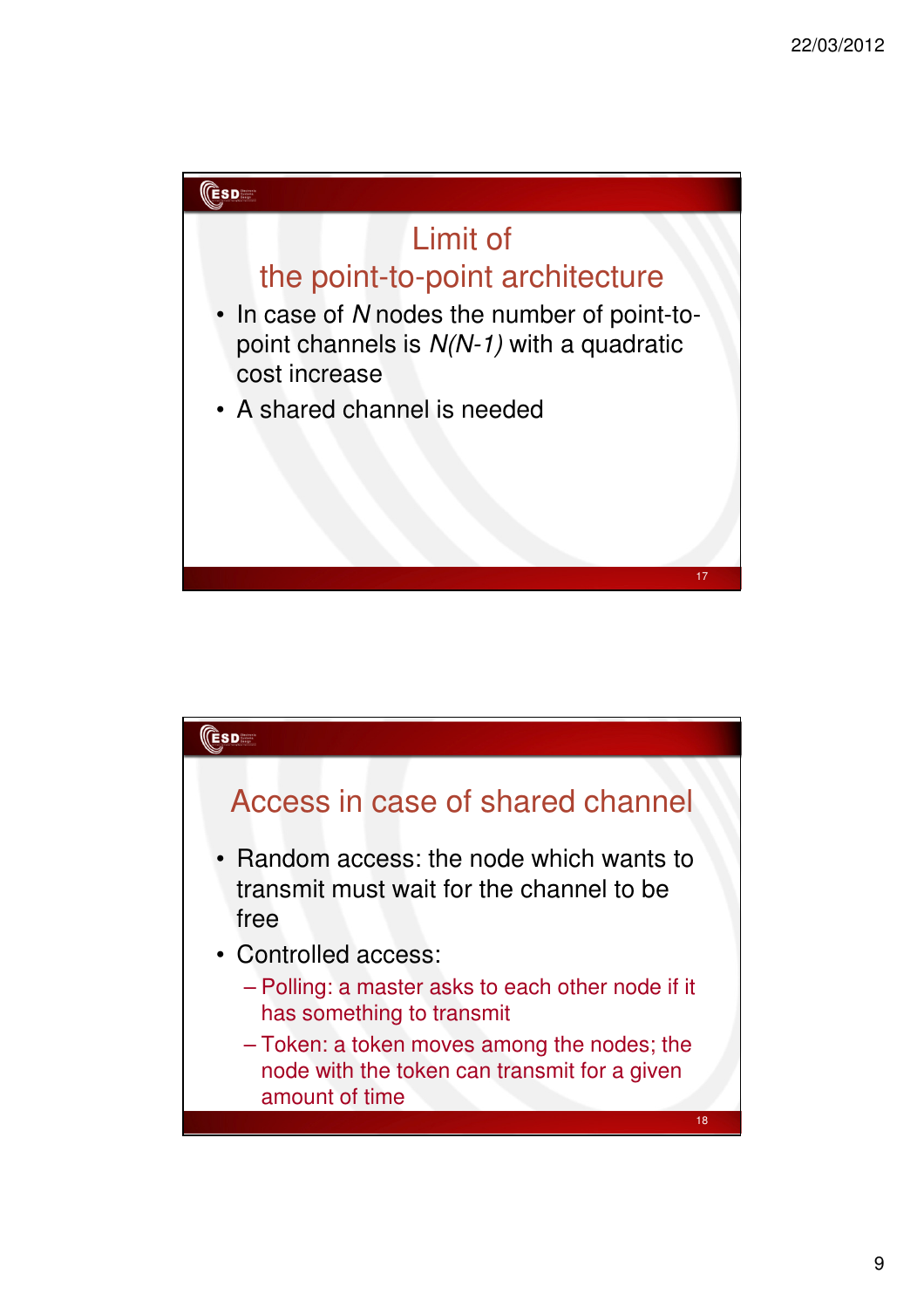## Limit of the point-to-point architecture

- In case of $N$ nodes the number of point-to-point channels is $N(N-1)$ with a quadratic cost increase
- A shared channel is needed

## Access in case of shared channel

- Random access: the node which wants to transmit must wait for the channel to be free
- Controlled access:
  - Polling: a master asks to each other node if it has something to transmit
  - Token: a token moves among the nodes; the node with the token can transmit for a given amount of time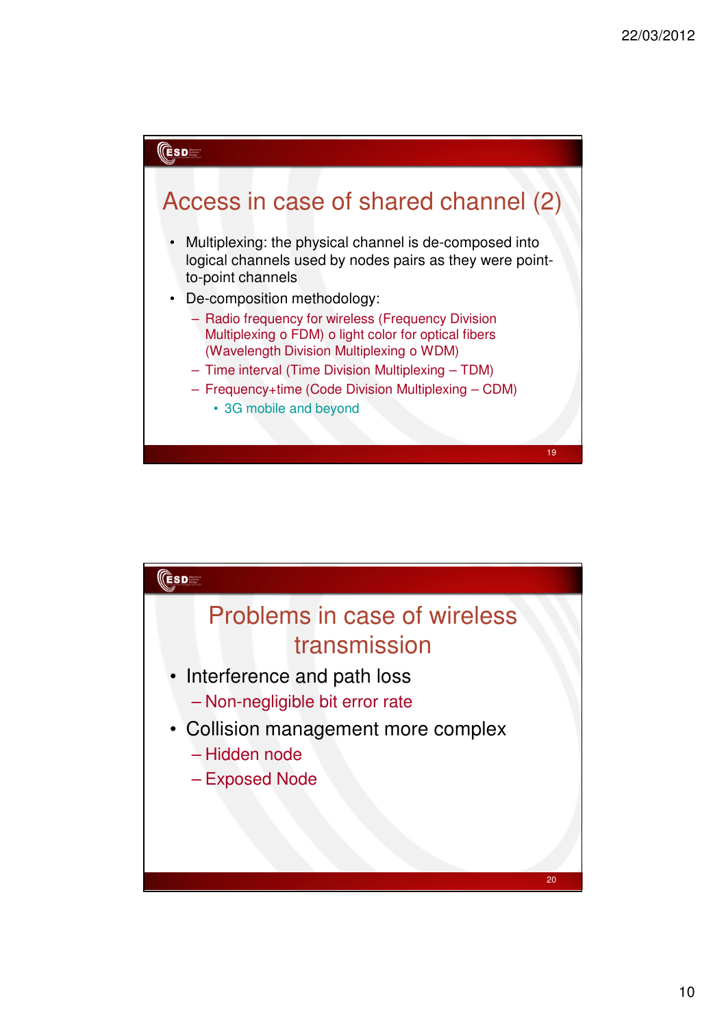## Access in case of shared channel (2)

- Multiplexing: the physical channel is de-composed into logical channels used by nodes pairs as they were point-to-point channels
- De-composition methodology:
  - Radio frequency for wireless (Frequency Division Multiplexing o FDM) o light color for optical fibers (Wavelength Division Multiplexing o WDM)
  - Time interval (Time Division Multiplexing – TDM)
  - Frequency+time (Code Division Multiplexing – CDM)
    - 3G mobile and beyond

## Problems in case of wireless transmission

- Interference and path loss
  - Non-negligible bit error rate
- Collision management more complex
  - Hidden node
  - Exposed Node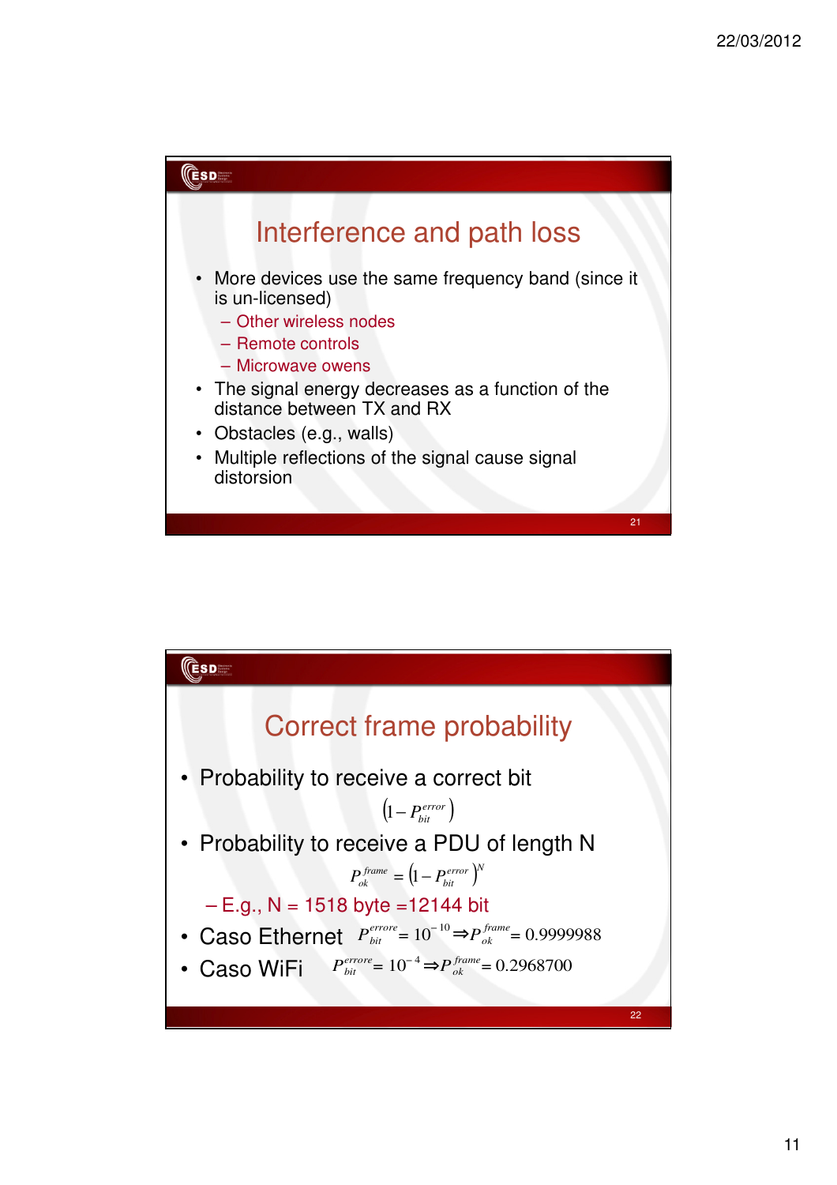## Interference and path loss

- More devices use the same frequency band (since it is un-licensed)
  - Other wireless nodes
  - Remote controls
  - Microwave owens
- The signal energy decreases as a function of the distance between TX and RX
- Obstacles (e.g., walls)
- Multiple reflections of the signal cause signal distorsion

## Correct frame probability

- Probability to receive a correct bit

$$\left(1 - P_{bit}^{error}\right)$$

- Probability to receive a PDU of length N

$$P_{ok}^{frame} = \left(1 - P_{bit}^{error}\right)^{N}$$

  - E.g., N = 1518 byte =12144 bit
- Caso Ethernet $P_{bit}^{errore} = 10^{-10} \Rightarrow P_{ok}^{frame} = 0.9999988$
- Caso WiFi $P_{bit}^{errore} = 10^{-4} \Rightarrow P_{ok}^{frame} = 0.2968700$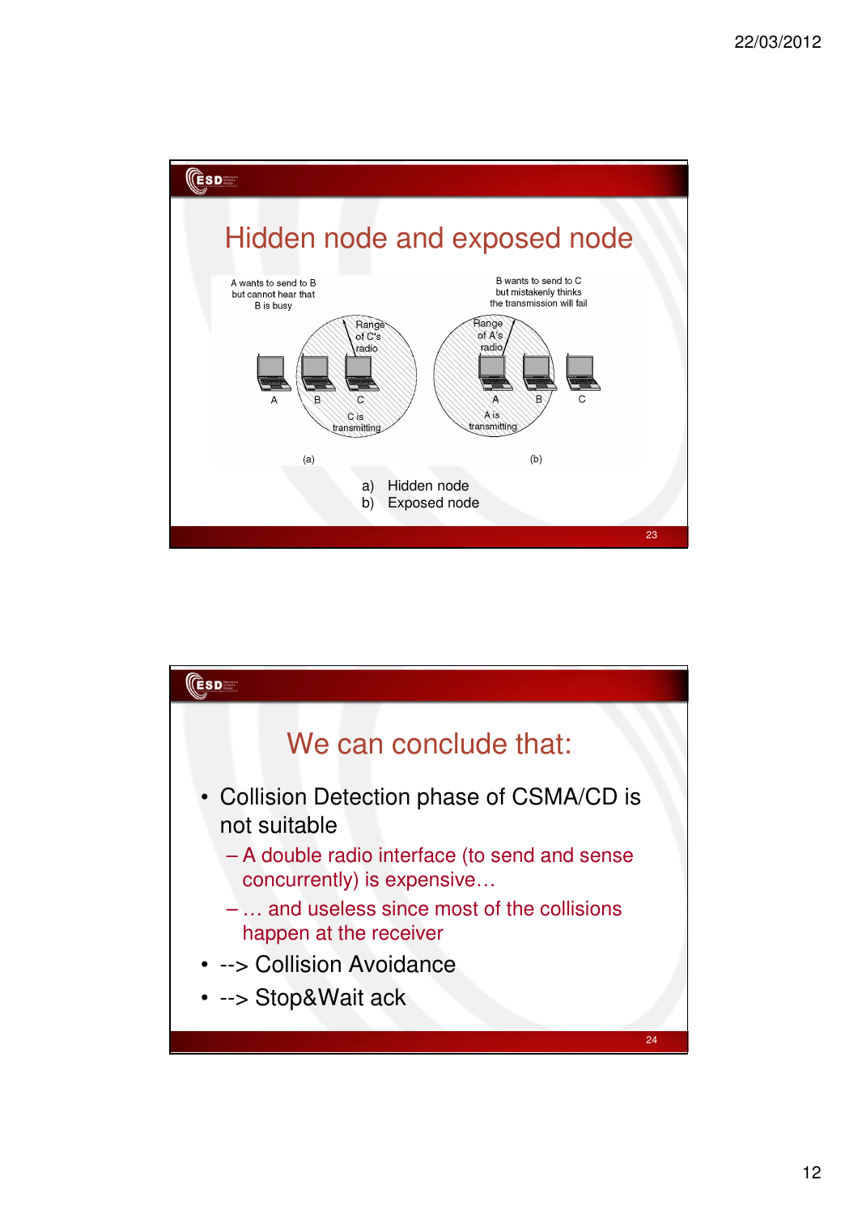## Hidden node and exposed node

A wants to send to B but cannot hear that B is busy

B wants to send to C but mistakenly thinks the transmission will fail

Range of C's radio

Range of A's radio

A B C

C is transmitting

A is transmitting

(a) (b)

a) Hidden node
b) Exposed node

## We can conclude that:

- Collision Detection phase of CSMA/CD is not suitable
  - A double radio interface (to send and sense concurrently) is expensive…
  - … and useless since most of the collisions happen at the receiver
- --> Collision Avoidance
- --> Stop&Wait ack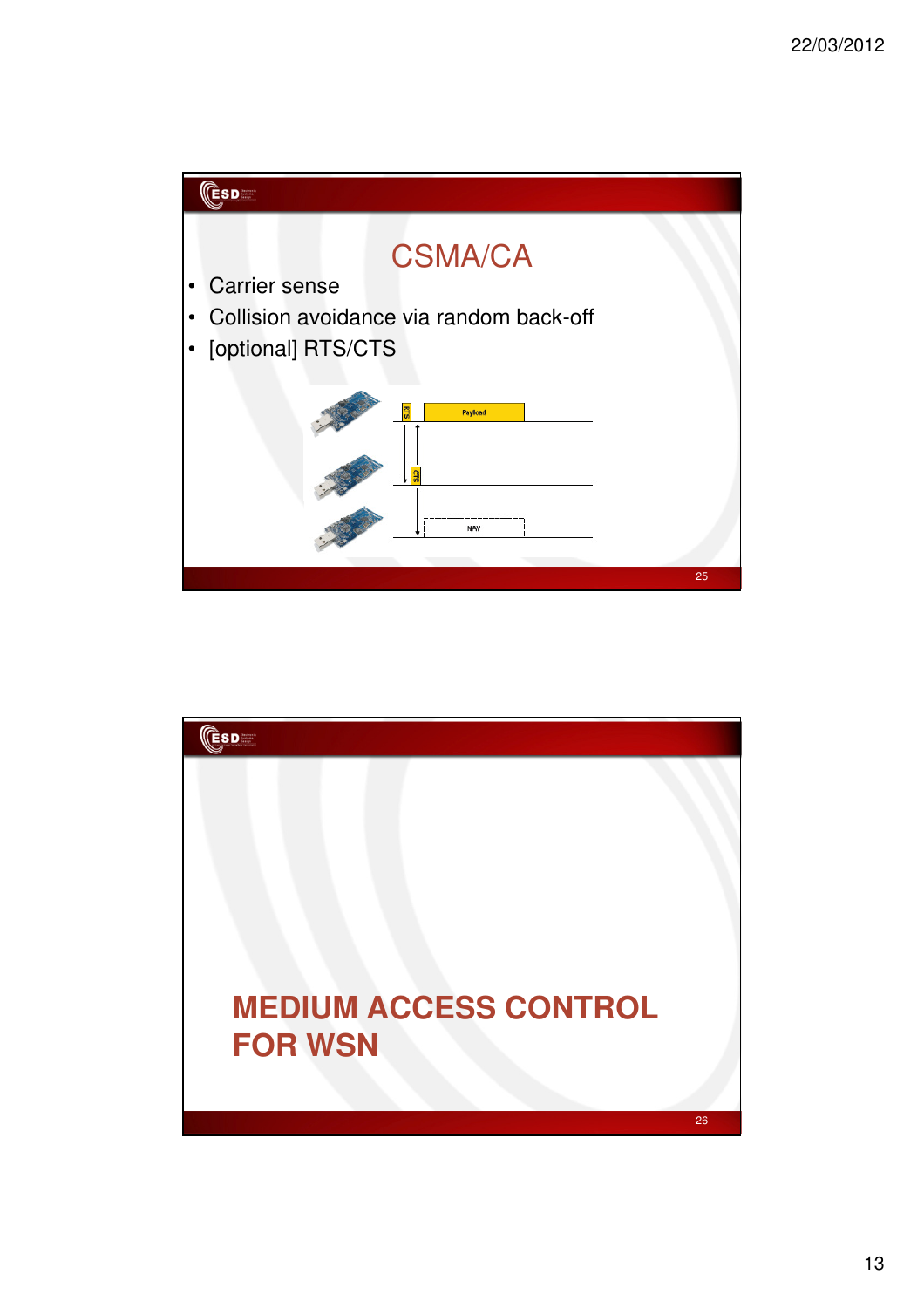# CSMA/CA

- Carrier sense
- Collision avoidance via random back-off
- [optional] RTS/CTS

RTS Payload

CTS

NAV

# MEDIUM ACCESS CONTROL FOR WSN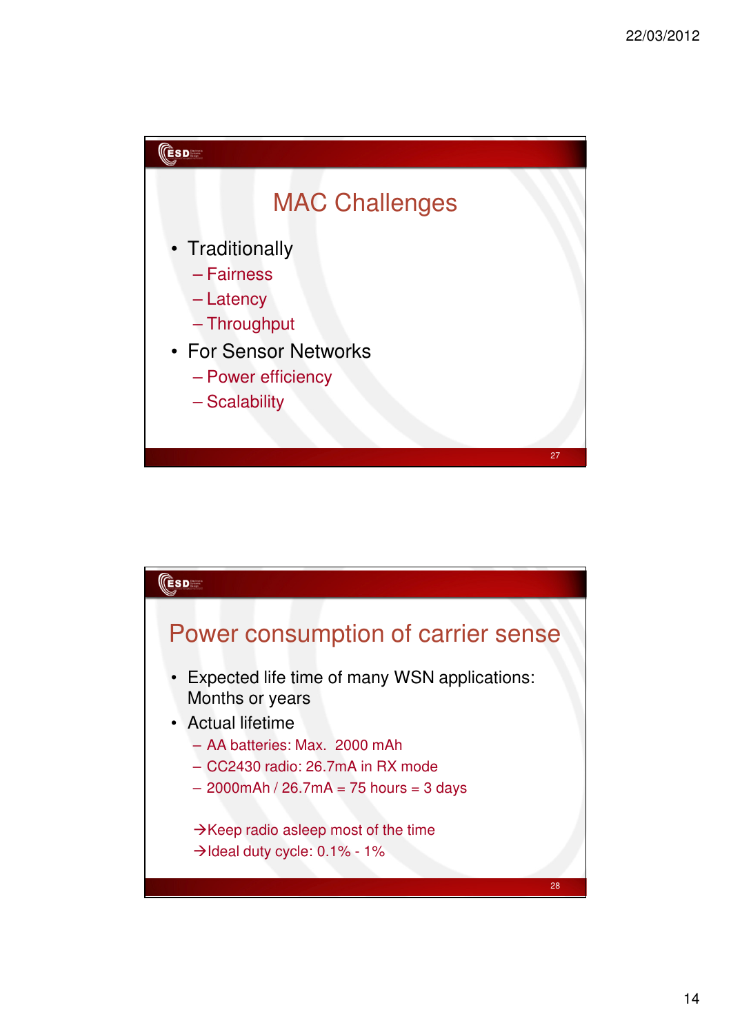## MAC Challenges

- Traditionally
  - Fairness
  - Latency
  - Throughput
- For Sensor Networks
  - Power efficiency
  - Scalability

## Power consumption of carrier sense

- Expected life time of many WSN applications: Months or years
- Actual lifetime
  - AA batteries: Max. 2000 mAh
  - CC2430 radio: 26.7mA in RX mode
  - 2000mAh / 26.7mA = 75 hours = 3 days

→Keep radio asleep most of the time

→Ideal duty cycle: 0.1% - 1%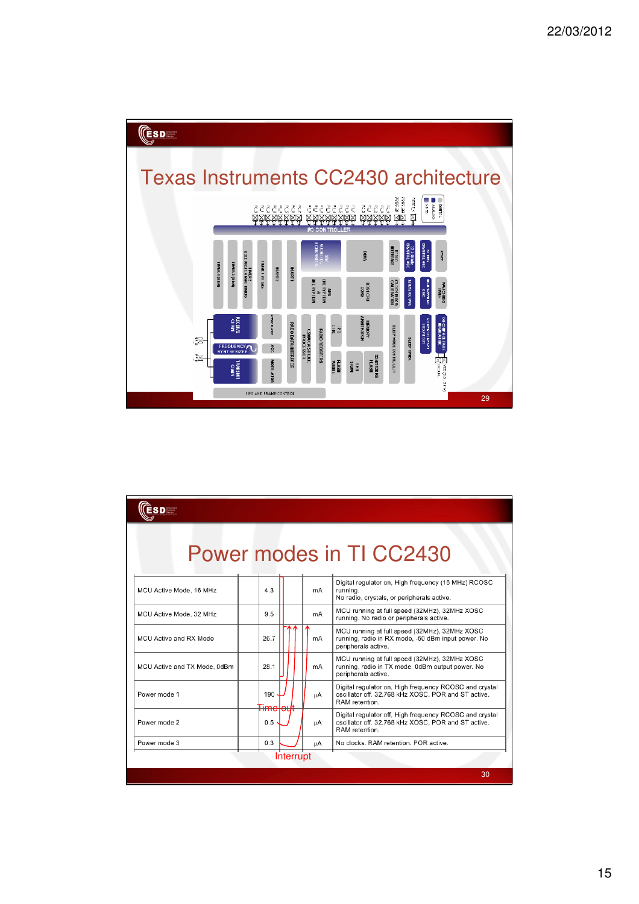## Texas Instruments CC2430 architecture

## Power modes in TI CC2430

| Mode | Value | Unit | Description |
|---|---|---|---|
| MCU Active Mode, 16 MHz | 4.3 | mA | Digital regulator on, High frequency (16 MHz) RCOSC running. No radio, crystals, or peripherals active. |
| MCU Active Mode, 32 MHz | 9.5 | mA | MCU running at full speed (32MHz), 32MHz XOSC running. No radio or peripherals active. |
| MCU Active and RX Mode | 26.7 | mA | MCU running at full speed (32MHz), 32MHz XOSC running, radio in RX mode, -50 dBm input power. No peripherals active. |
| MCU Active and TX Mode, 0dBm | 28.1 | mA | MCU running at full speed (32MHz), 32MHz XOSC running, radio in TX mode, 0dBm output power. No peripherals active. |
| Power mode 1 | 190 | µA | Digital regulator on, High frequency RCOSC and crystal oscillator off. 32.768 kHz XOSC, POR and ST active. RAM retention. |
| Power mode 2 | 0.5 | µA | Digital regulator off, High frequency RCOSC and crystal oscillator off. 32.768 kHz XOSC, POR and ST active. RAM retention. |
| Power mode 3 | 0.3 | µA | No clocks. RAM retention. POR active. |

Time out

Interrupt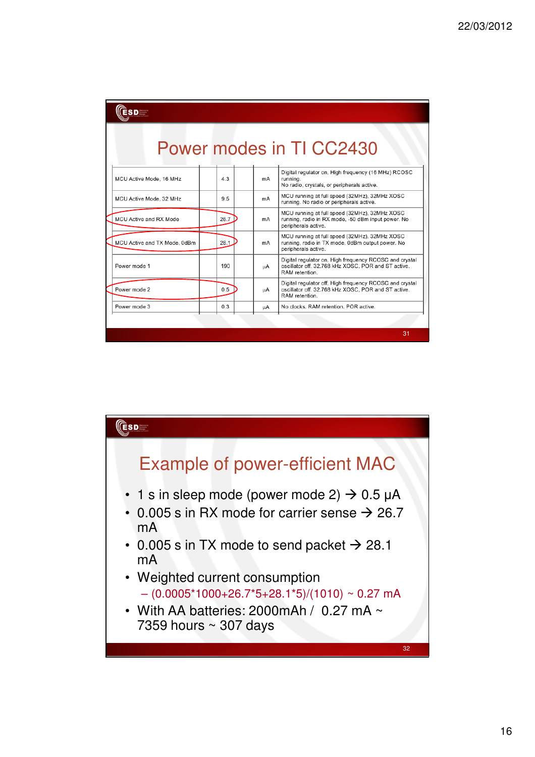# Power modes in TI CC2430

| | | | |
|---|---|---|---|
| MCU Active Mode, 16 MHz | 4.3 | mA | Digital regulator on, High frequency (16 MHz) RCOSC running. No radio, crystals, or peripherals active. |
| MCU Active Mode, 32 MHz | 9.5 | mA | MCU running at full speed (32MHz), 32MHz XOSC running. No radio or peripherals active. |
| MCU Active and RX Mode | 26.7 | mA | MCU running at full speed (32MHz), 32MHz XOSC running, radio in RX mode, -50 dBm input power. No peripherals active. |
| MCU Active and TX Mode, 0dBm | 28.1 | mA | MCU running at full speed (32MHz), 32MHz XOSC running, radio in TX mode, 0dBm output power. No peripherals active. |
| Power mode 1 | 190 | μA | Digital regulator on, High frequency RCOSC and crystal oscillator off. 32.768 kHz XOSC, POR and ST active. RAM retention. |
| Power mode 2 | 0.5 | μA | Digital regulator off, High frequency RCOSC and crystal oscillator off. 32.768 kHz XOSC, POR and ST active. RAM retention. |
| Power mode 3 | 0.3 | μA | No clocks. RAM retention. POR active. |

# Example of power-efficient MAC

- 1 s in sleep mode (power mode 2) → 0.5 μA
- 0.005 s in RX mode for carrier sense → 26.7 mA
- 0.005 s in TX mode to send packet → 28.1 mA
- Weighted current consumption
  - (0.0005*1000+26.7*5+28.1*5)/(1010) ~ 0.27 mA
- With AA batteries: 2000mAh / 0.27 mA ~ 7359 hours ~ 307 days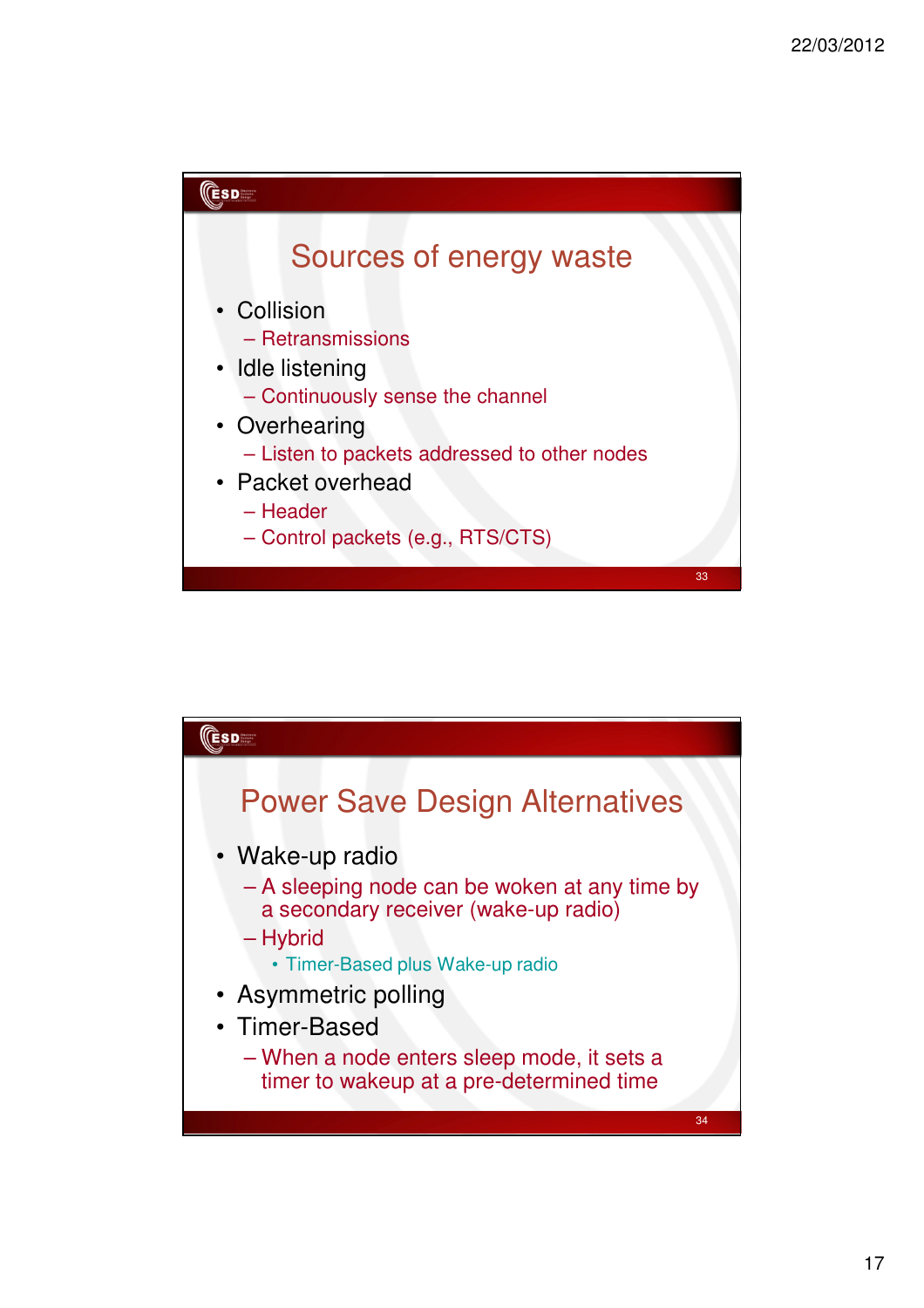## Sources of energy waste

- Collision
  - Retransmissions
- Idle listening
  - Continuously sense the channel
- Overhearing
  - Listen to packets addressed to other nodes
- Packet overhead
  - Header
  - Control packets (e.g., RTS/CTS)

## Power Save Design Alternatives

- Wake-up radio
  - A sleeping node can be woken at any time by a secondary receiver (wake-up radio)
  - Hybrid
    - Timer-Based plus Wake-up radio
- Asymmetric polling
- Timer-Based
  - When a node enters sleep mode, it sets a timer to wakeup at a pre-determined time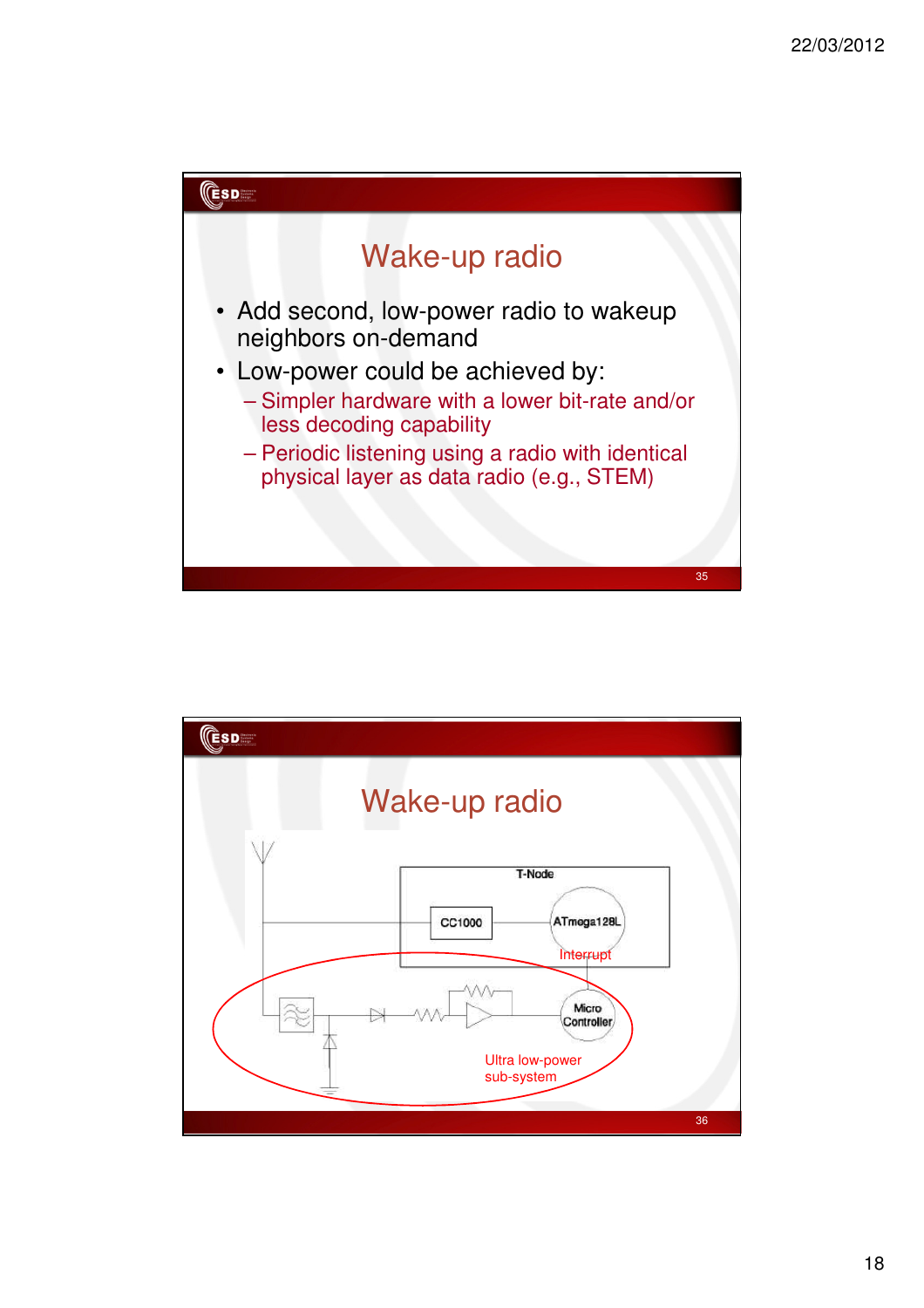# Wake-up radio

- Add second, low-power radio to wakeup neighbors on-demand
- Low-power could be achieved by:
  - Simpler hardware with a lower bit-rate and/or less decoding capability
  - Periodic listening using a radio with identical physical layer as data radio (e.g., STEM)

# Wake-up radio

T-Node

CC1000

ATmega128L

Interrupt

Micro Controller

Ultra low-power sub-system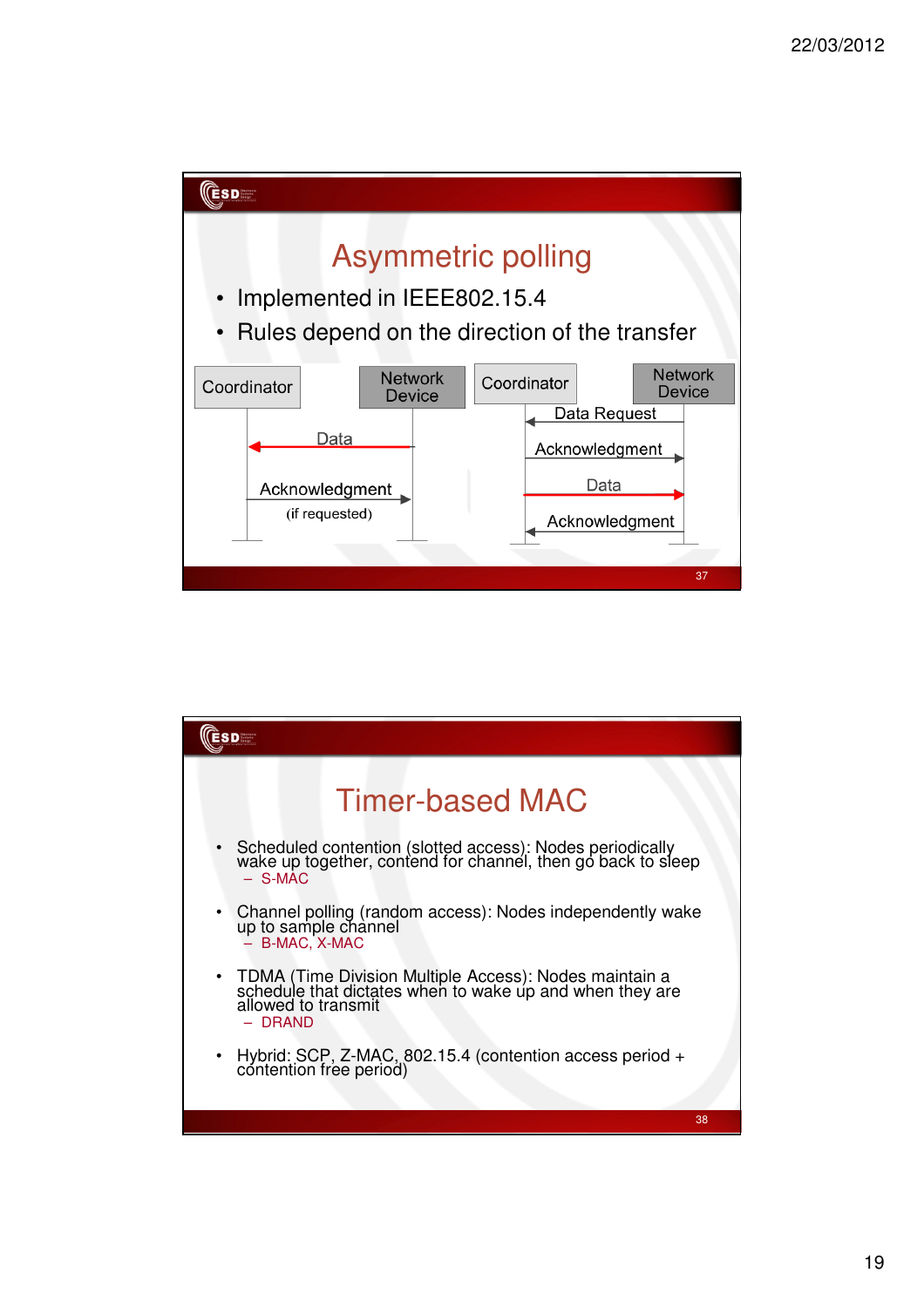## Asymmetric polling

- Implemented in IEEE802.15.4
- Rules depend on the direction of the transfer

Coordinator | Network Device

- Data (Network Device → Coordinator)
- Acknowledgment (if requested) (Coordinator → Network Device)

Coordinator | Network Device

- Data Request (Network Device → Coordinator)
- Acknowledgment (Coordinator → Network Device)
- Data (Coordinator → Network Device)
- Acknowledgment (Network Device → Coordinator)

## Timer-based MAC

- Scheduled contention (slotted access): Nodes periodically wake up together, contend for channel, then go back to sleep
  - S-MAC
- Channel polling (random access): Nodes independently wake up to sample channel
  - B-MAC, X-MAC
- TDMA (Time Division Multiple Access): Nodes maintain a schedule that dictates when to wake up and when they are allowed to transmit
  - DRAND
- Hybrid: SCP, Z-MAC, 802.15.4 (contention access period + contention free period)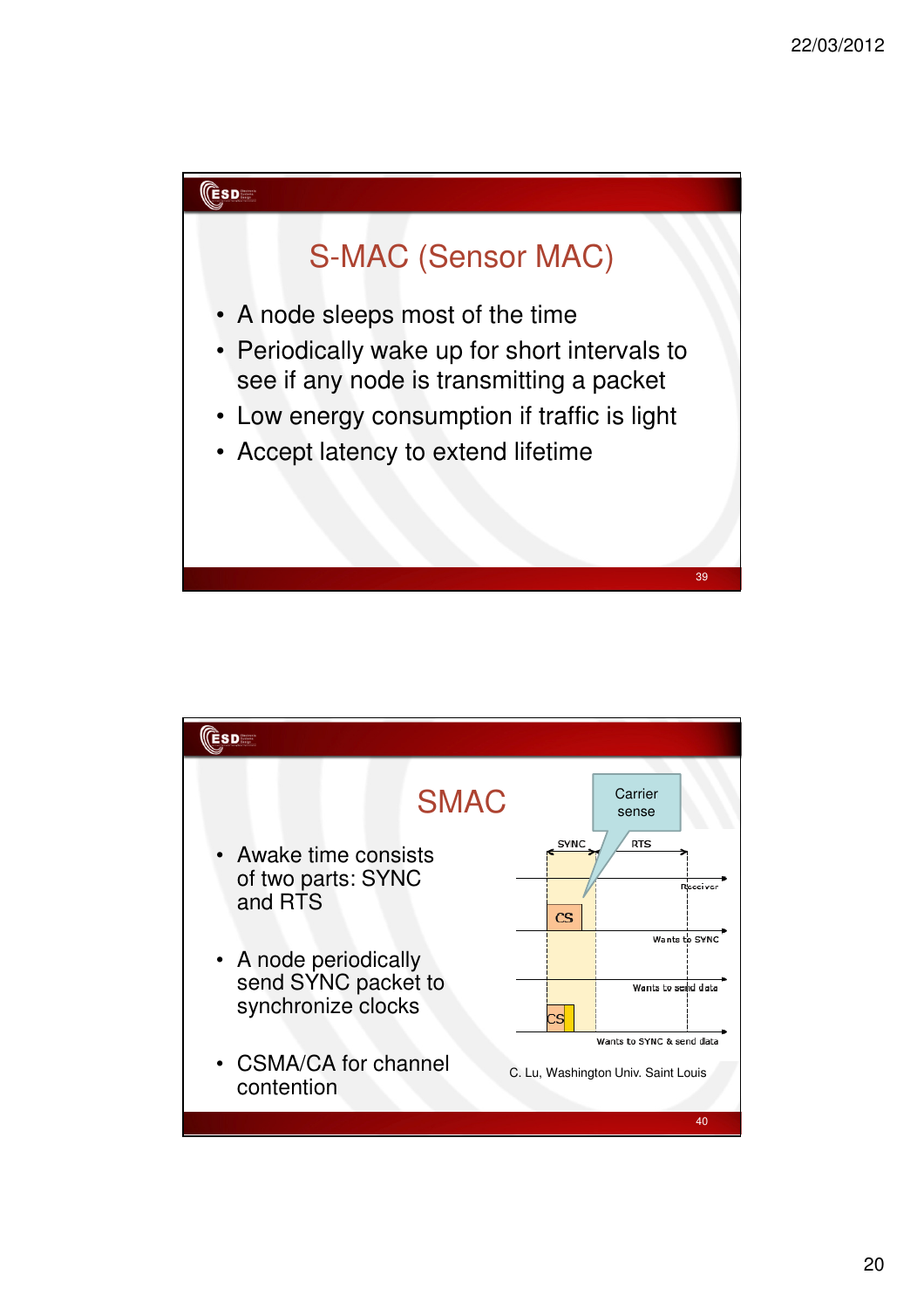## S-MAC (Sensor MAC)

- A node sleeps most of the time
- Periodically wake up for short intervals to see if any node is transmitting a packet
- Low energy consumption if traffic is light
- Accept latency to extend lifetime

## SMAC

- Awake time consists of two parts: SYNC and RTS
- A node periodically send SYNC packet to synchronize clocks
- CSMA/CA for channel contention

Carrier sense

SYNC RTS

Receiver

CS

Wants to SYNC

Wants to send data

CS

Wants to SYNC & send data

C. Lu, Washington Univ. Saint Louis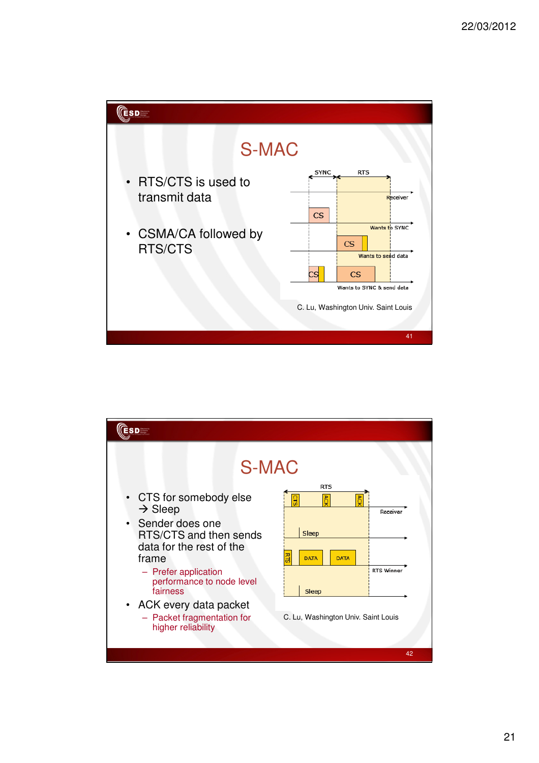## S-MAC

- RTS/CTS is used to transmit data
- CSMA/CA followed by RTS/CTS

C. Lu, Washington Univ. Saint Louis

## S-MAC

- CTS for somebody else → Sleep
- Sender does one RTS/CTS and then sends data for the rest of the frame
  - Prefer application performance to node level fairness
- ACK every data packet
  - Packet fragmentation for higher reliability

C. Lu, Washington Univ. Saint Louis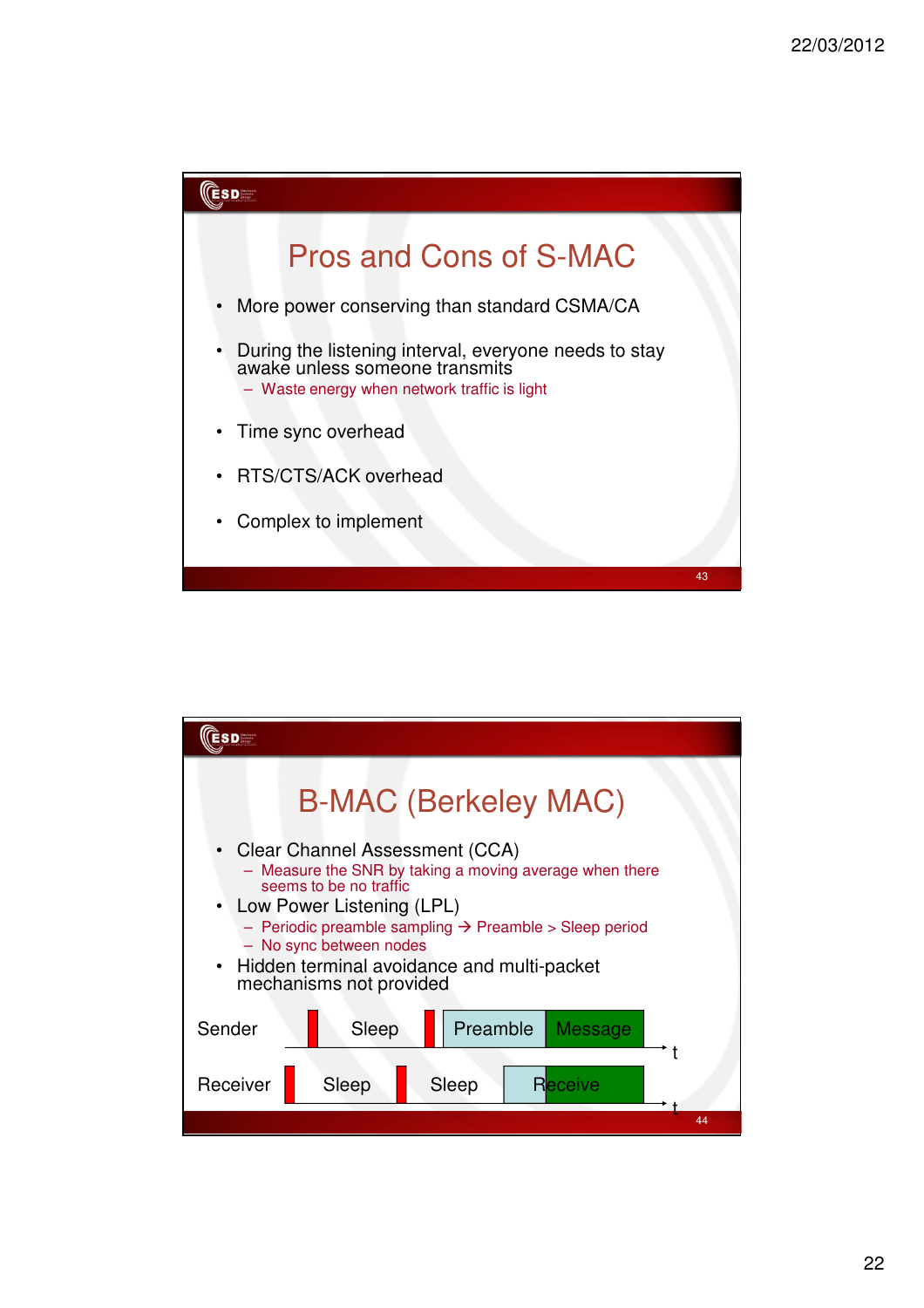## Pros and Cons of S-MAC

- More power conserving than standard CSMA/CA
- During the listening interval, everyone needs to stay awake unless someone transmits
  - Waste energy when network traffic is light
- Time sync overhead
- RTS/CTS/ACK overhead
- Complex to implement

## B-MAC (Berkeley MAC)

- Clear Channel Assessment (CCA)
  - Measure the SNR by taking a moving average when there seems to be no traffic
- Low Power Listening (LPL)
  - Periodic preamble sampling → Preamble > Sleep period
  - No sync between nodes
- Hidden terminal avoidance and multi-packet mechanisms not provided

Sender: Sleep | Preamble | Message → t

Receiver: Sleep | Sleep | Receive → t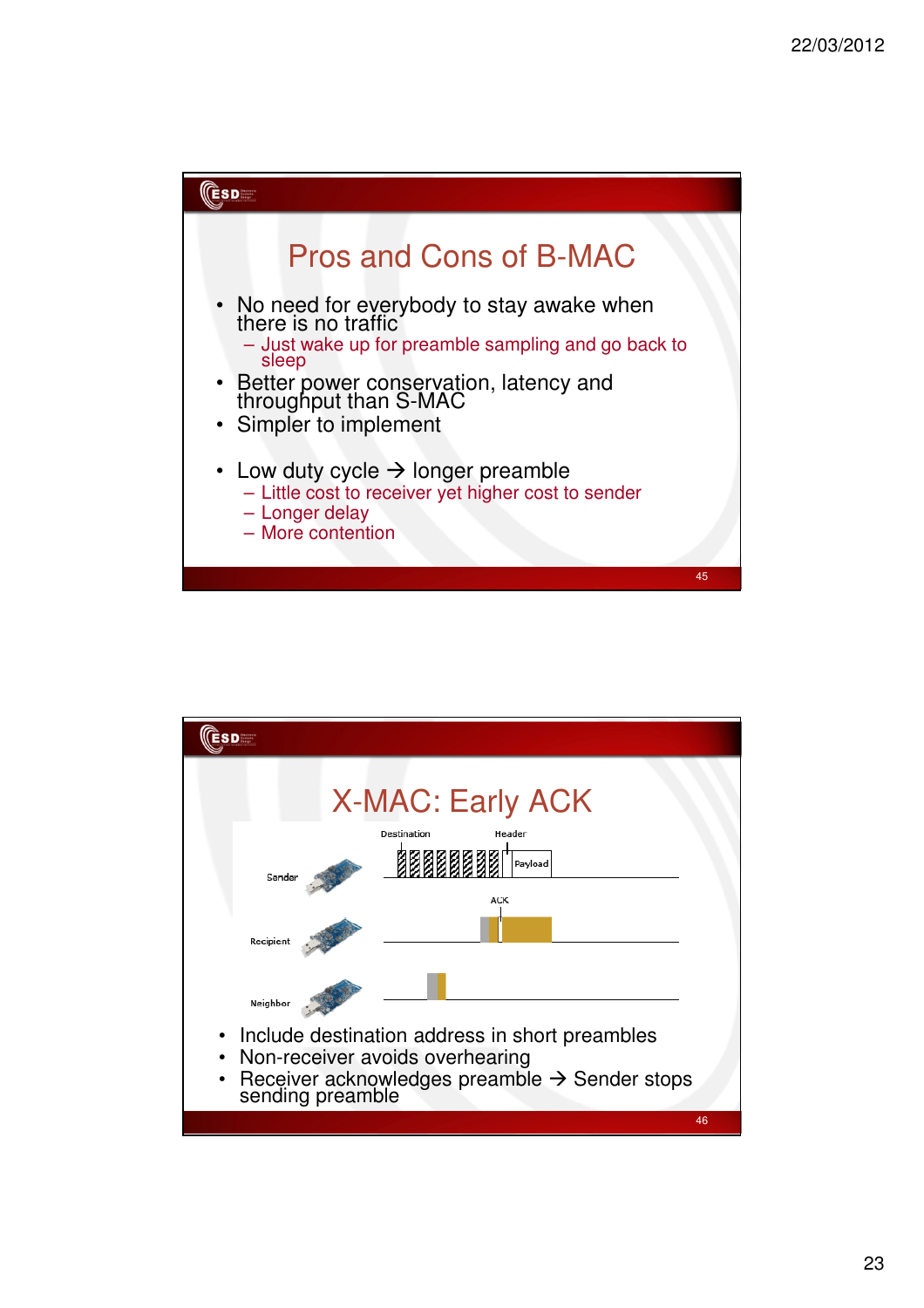# Pros and Cons of B-MAC

- No need for everybody to stay awake when there is no traffic
  - Just wake up for preamble sampling and go back to sleep
- Better power conservation, latency and throughput than S-MAC
- Simpler to implement

- Low duty cycle → longer preamble
  - Little cost to receiver yet higher cost to sender
  - Longer delay
  - More contention

# X-MAC: Early ACK

Destination | Header | Payload

Sender

ACK

Recipient

Neighbor

- Include destination address in short preambles
- Non-receiver avoids overhearing
- Receiver acknowledges preamble → Sender stops sending preamble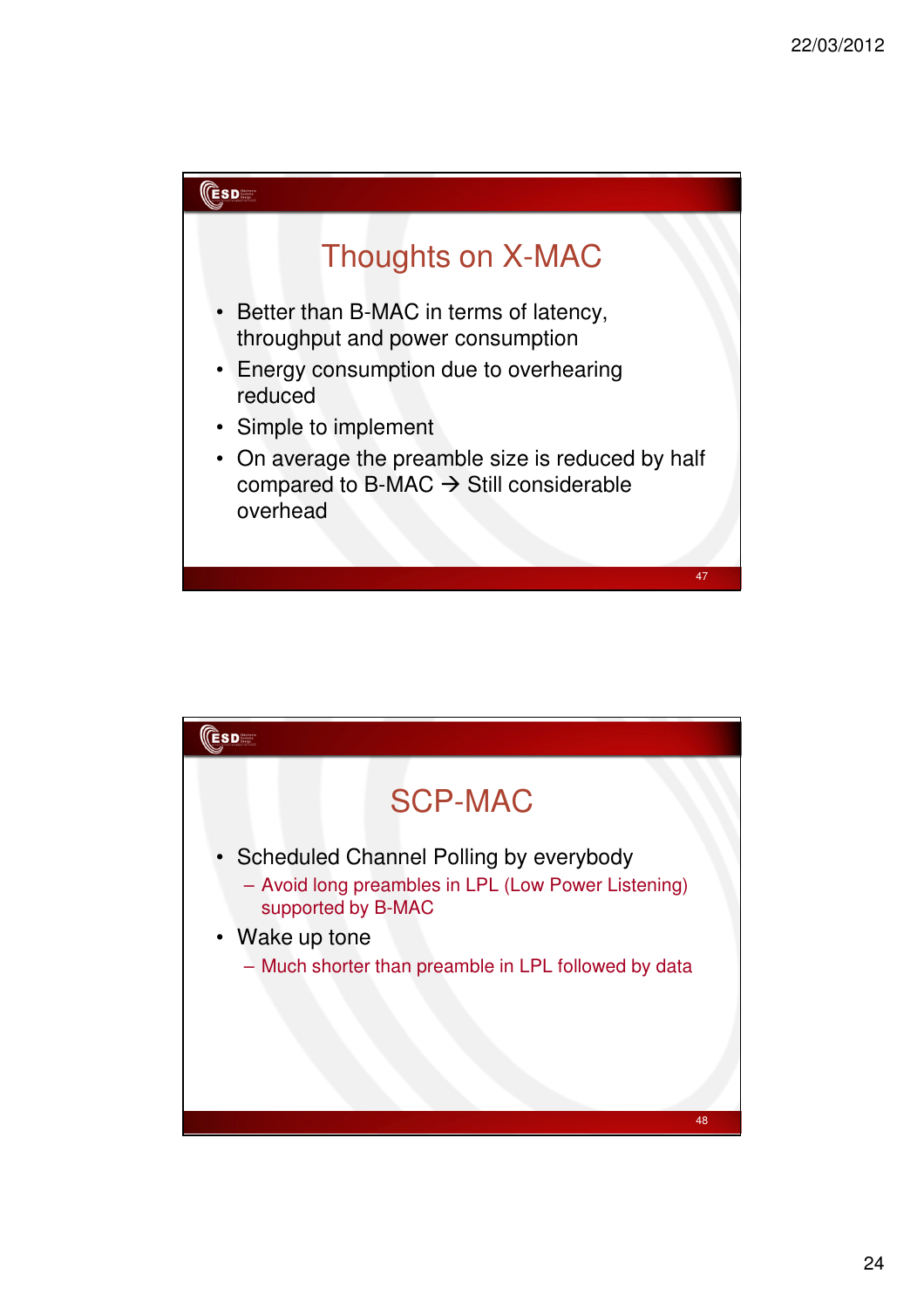## Thoughts on X-MAC

- Better than B-MAC in terms of latency, throughput and power consumption
- Energy consumption due to overhearing reduced
- Simple to implement
- On average the preamble size is reduced by half compared to B-MAC → Still considerable overhead

## SCP-MAC

- Scheduled Channel Polling by everybody
  - Avoid long preambles in LPL (Low Power Listening) supported by B-MAC
- Wake up tone
  - Much shorter than preamble in LPL followed by data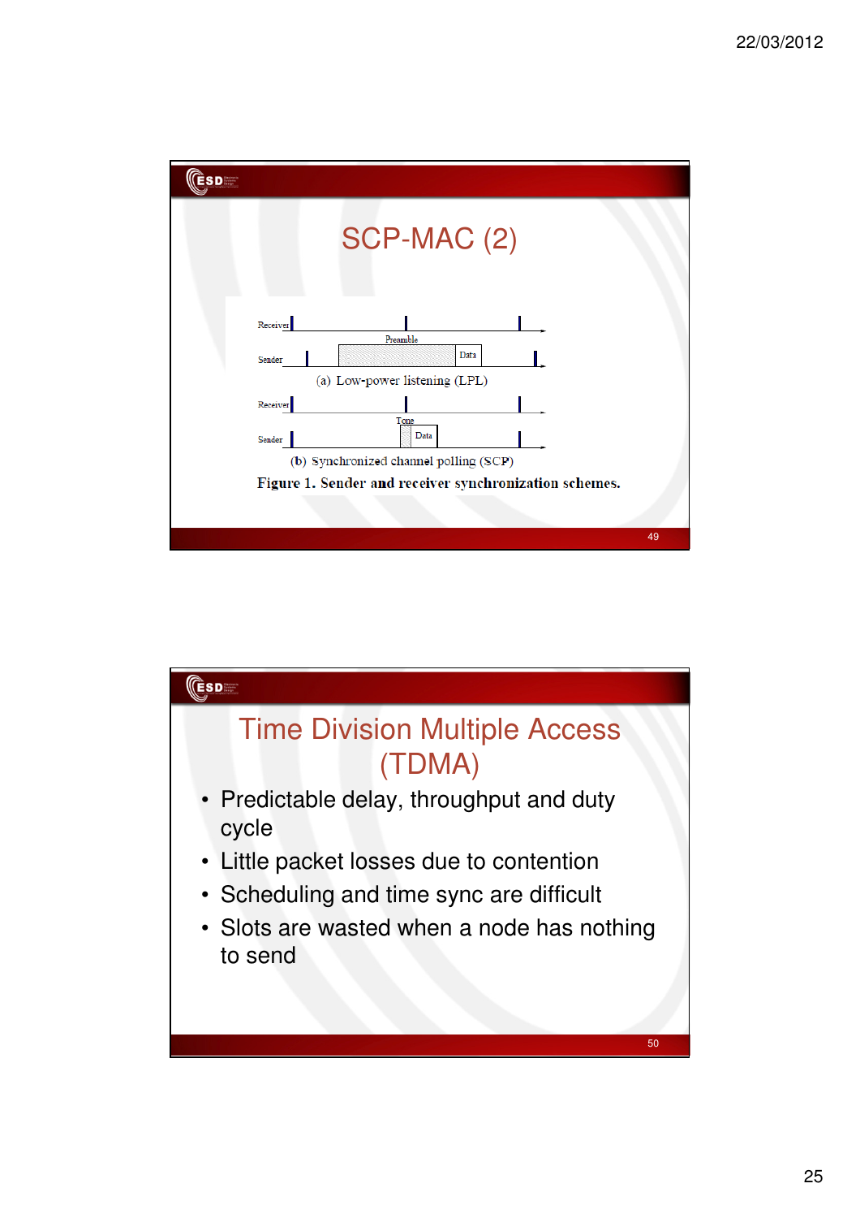## SCP-MAC (2)

Receiver

Preamble

Data

Sender

(a) Low-power listening (LPL)

Receiver

Tone

Data

Sender

(b) Synchronized channel polling (SCP)

**Figure 1. Sender and receiver synchronization schemes.**

## Time Division Multiple Access (TDMA)

- Predictable delay, throughput and duty cycle
- Little packet losses due to contention
- Scheduling and time sync are difficult
- Slots are wasted when a node has nothing to send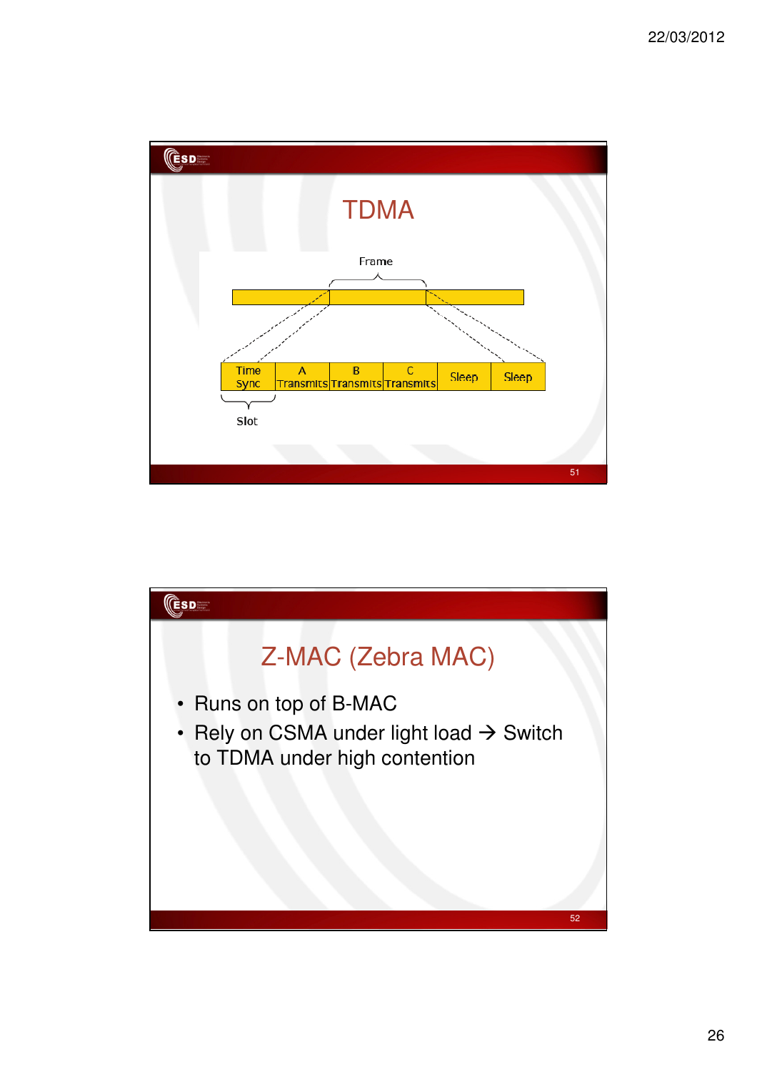# TDMA

Frame

| Time Sync | A Transmits | B Transmits | C Transmits | Sleep | Sleep |
|---|---|---|---|---|---|

Slot

# Z-MAC (Zebra MAC)

- Runs on top of B-MAC
- Rely on CSMA under light load → Switch to TDMA under high contention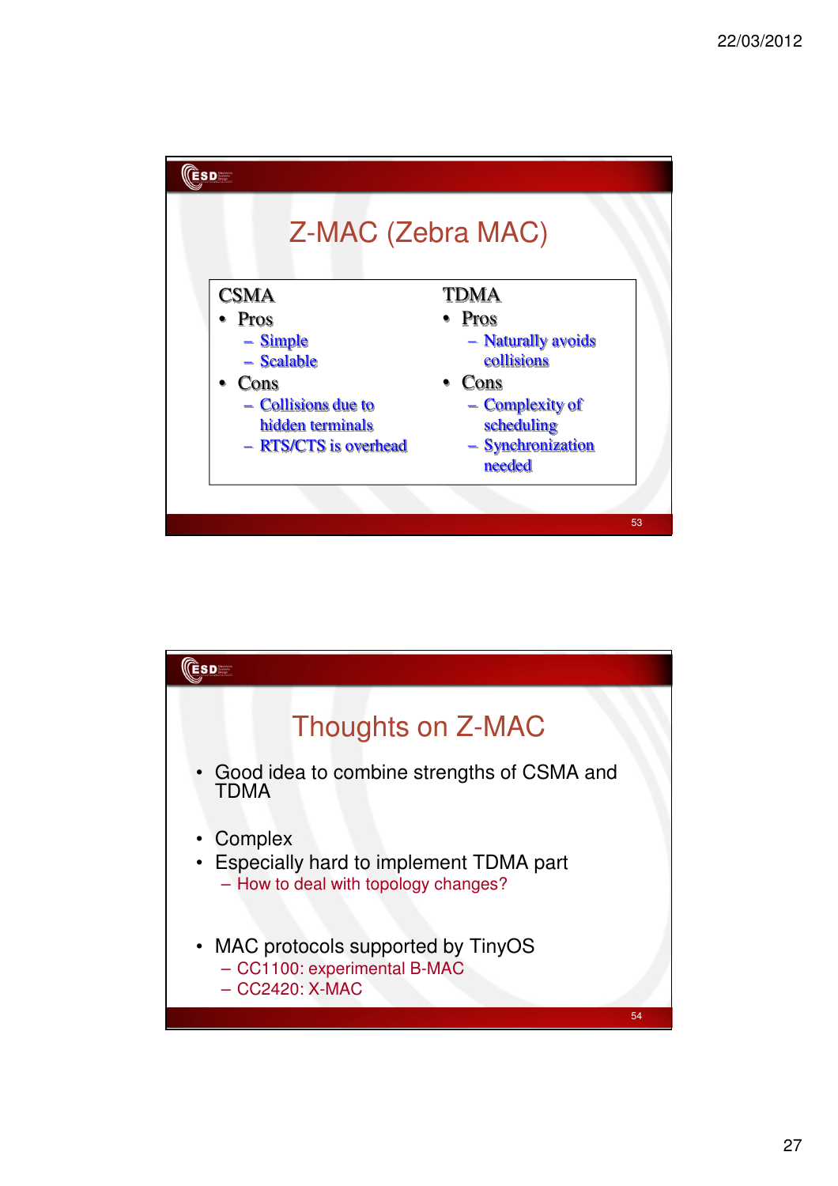# Z-MAC (Zebra MAC)

**CSMA**

- Pros
  - Simple
  - Scalable
- Cons
  - Collisions due to hidden terminals
  - RTS/CTS is overhead

**TDMA**

- Pros
  - Naturally avoids collisions
- Cons
  - Complexity of scheduling
  - Synchronization needed

# Thoughts on Z-MAC

- Good idea to combine strengths of CSMA and TDMA
- Complex
- Especially hard to implement TDMA part
  - How to deal with topology changes?
- MAC protocols supported by TinyOS
  - CC1100: experimental B-MAC
  - CC2420: X-MAC